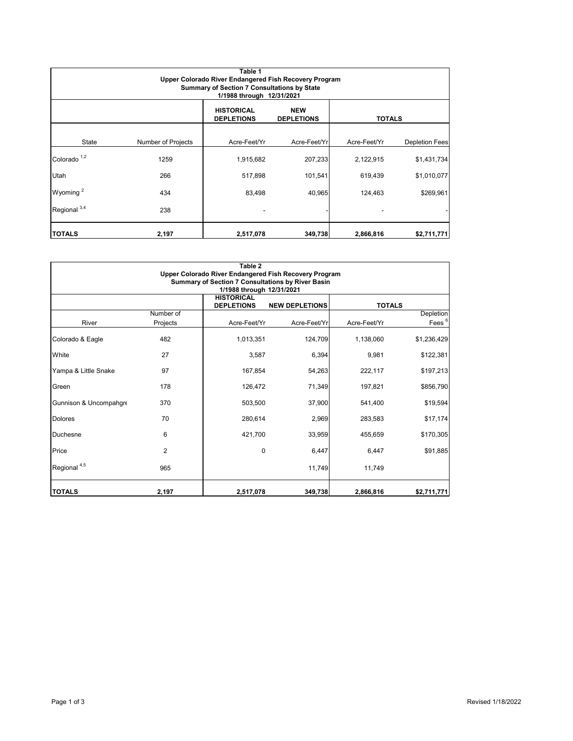**Table 1**
**Upper Colorado River Endangered Fish Recovery Program**
**Summary of Section 7 Consultations by State**
**1/1988 through 12/31/2021**

| | | HISTORICAL DEPLETIONS | NEW DEPLETIONS | TOTALS | |
|---|---|---|---|---|---|
| State | Number of Projects | Acre-Feet/Yr | Acre-Feet/Yr | Acre-Feet/Yr | Depletion Fees |
| Colorado [1,2] | 1259 | 1,915,682 | 207,233 | 2,122,915 | $1,431,734 |
| Utah | 266 | 517,898 | 101,541 | 619,439 | $1,010,077 |
| Wyoming [2] | 434 | 83,498 | 40,965 | 124,463 | $269,961 |
| Regional [3,4] | 238 | - | - | - | - |
| **TOTALS** | **2,197** | **2,517,078** | **349,738** | **2,866,816** | **$2,711,771** |

**Table 2**
**Upper Colorado River Endangered Fish Recovery Program**
**Summary of Section 7 Consultations by River Basin**
**1/1988 through 12/31/2021**

| | | HISTORICAL DEPLETIONS | NEW DEPLETIONS | TOTALS | |
|---|---|---|---|---|---|
| River | Number of Projects | Acre-Feet/Yr | Acre-Feet/Yr | Acre-Feet/Yr | Depletion Fees [6] |
| Colorado & Eagle | 482 | 1,013,351 | 124,709 | 1,138,060 | $1,236,429 |
| White | 27 | 3,587 | 6,394 | 9,981 | $122,381 |
| Yampa & Little Snake | 97 | 167,854 | 54,263 | 222,117 | $197,213 |
| Green | 178 | 126,472 | 71,349 | 197,821 | $856,790 |
| Gunnison & Uncompahgre | 370 | 503,500 | 37,900 | 541,400 | $19,594 |
| Dolores | 70 | 280,614 | 2,969 | 283,583 | $17,174 |
| Duchesne | 6 | 421,700 | 33,959 | 455,659 | $170,305 |
| Price | 2 | 0 | 6,447 | 6,447 | $91,885 |
| Regional [4,5] | 965 | | 11,749 | 11,749 | |
| **TOTALS** | **2,197** | **2,517,078** | **349,738** | **2,866,816** | **$2,711,771** |

Revised 1/18/2022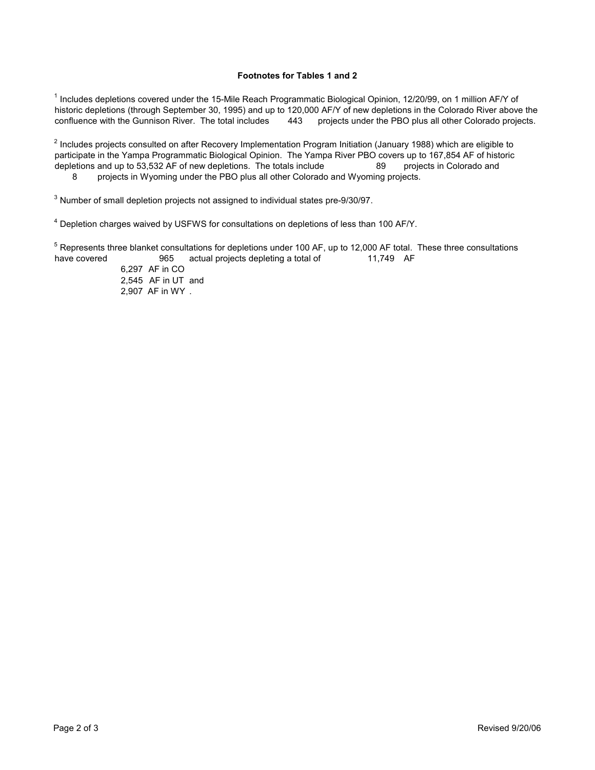**Footnotes for Tables 1 and 2**

[1] Includes depletions covered under the 15-Mile Reach Programmatic Biological Opinion, 12/20/99, on 1 million AF/Y of historic depletions (through September 30, 1995) and up to 120,000 AF/Y of new depletions in the Colorado River above the confluence with the Gunnison River. The total includes 443 projects under the PBO plus all other Colorado projects.

[2] Includes projects consulted on after Recovery Implementation Program Initiation (January 1988) which are eligible to participate in the Yampa Programmatic Biological Opinion. The Yampa River PBO covers up to 167,854 AF of historic depletions and up to 53,532 AF of new depletions. The totals include 89 projects in Colorado and 8 projects in Wyoming under the PBO plus all other Colorado and Wyoming projects.

[3] Number of small depletion projects not assigned to individual states pre-9/30/97.

[4] Depletion charges waived by USFWS for consultations on depletions of less than 100 AF/Y.

[5] Represents three blanket consultations for depletions under 100 AF, up to 12,000 AF total. These three consultations have covered 965 actual projects depleting a total of 11,749 AF

6,297 AF in CO
2,545 AF in UT and
2,907 AF in WY .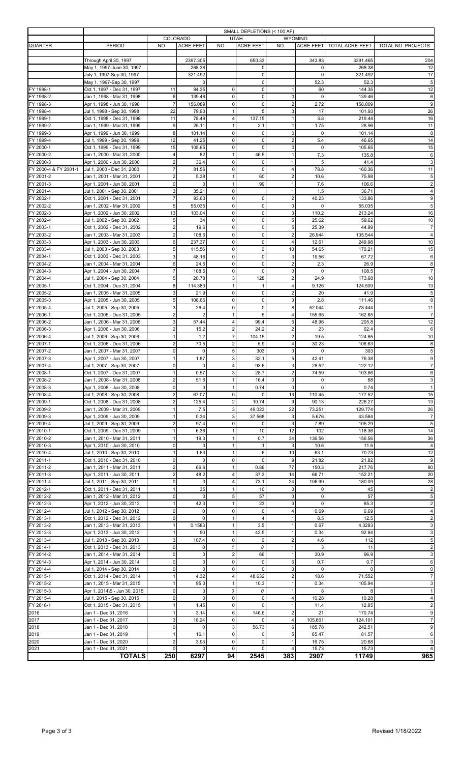| | SMALL DEPLETIONS (< 100 AF) | | | | | | | | |
|---|---|---|---|---|---|---|---|---|---|
| | | COLORADO | | UTAH | | WYOMING | | | |
| QUARTER | PERIOD | NO. | ACRE-FEET | NO. | ACRE-FEET | NO. | ACRE-FEET | TOTAL ACRE-FEET | TOTAL NO. PROJECTS |
| | Through April 30, 1997 | | 2397.305 | | 650.33 | | 343.83 | 3391.465 | 204 |
| | May 1, 1997-June 30, 1997 | | 268.38 | | 0 | | 0 | 268.38 | 12 |
| | July 1, 1997-Sep 30, 1997 | | 321.492 | | 0 | | 0 | 321.492 | 17 |
| | May 1, 1997-Sep 30, 1997 | | 0 | | 0 | | 52.3 | 52.3 | 5 |
| FY 1998-1 | Oct 1, 1997 - Dec 31, 1997 | 11 | 84.35 | 0 | 0 | 1 | 60 | 144.35 | 12 |
| FY 1998-2 | Jan 1, 1998 - Mar 31, 1998 | 6 | 139.46 | 0 | 0 | 0 | 0 | 139.46 | 6 |
| FY 1998-3 | Apr 1, 1998 - Jun 30, 1998 | 7 | 156.089 | 0 | 0 | 2 | 2.72 | 158.809 | 9 |
| FY 1998-4 | Jul 1, 1998 - Sep 30, 1998 | 22 | 79.93 | 1 | 5 | 3 | 17 | 101.93 | 26 |
| FY 1999-1 | Oct 1, 1998 - Dec 31, 1998 | 11 | 78.49 | 4 | 137.15 | 1 | 3.8 | 219.44 | 16 |
| FY 1999-2 | Jan 1, 1999 - Mar 31, 1999 | 9 | 25.11 | 1 | 2.1 | 1 | 1.75 | 28.96 | 11 |
| FY 1999-3 | Apr 1, 1999 - Jun 30, 1999 | 8 | 101.14 | 0 | 0 | 0 | 0 | 101.14 | 8 |
| FY 1999-4 | Jul 1, 1999 - Sep 30, 1999 | 12 | 41.25 | 0 | 0 | 2 | 5.4 | 46.65 | 14 |
| FY 2000-1 | Oct 1, 1999 - Dec 31, 1999 | 15 | 105.65 | 0 | 0 | 0 | 0 | 105.65 | 15 |
| FY 2000-2 | Jan 1, 2000 - Mar 31, 2000 | 4 | 82 | 1 | 46.5 | 1 | 7.3 | 135.8 | 6 |
| FY 2000-3 | Apr 1, 2000 - Jun 30, 2000 | 2 | 36.4 | 0 | 0 | 1 | 5 | 41.4 | 3 |
| FY 2000-4 & FY 2001-1 | Jul 1, 2000 - Dec 31, 2000 | 7 | 81.56 | 0 | 0 | 4 | 78.8 | 160.36 | 11 |
| FY 2001-2 | Jan 1, 2001 - Mar 31, 2001 | 2 | 5.38 | 1 | 60 | 2 | 10.6 | 75.98 | 5 |
| FY 2001-3 | Apr 1, 2001 - Jun 30, 2001 | 0 | 0 | 1 | 99 | 1 | 7.6 | 106.6 | 2 |
| FY 2001-4 | Jul 1, 2001 - Sep 30, 2001 | 3 | 35.21 | 0 | | 1 | 1.5 | 36.71 | 4 |
| FY 2002-1 | Oct 1, 2001 - Dec 31, 2001 | 7 | 93.63 | 0 | 0 | 2 | 40.23 | 133.86 | 9 |
| FY 2002-2 | Jan 1, 2002 - Mar 31, 2002 | 5 | 55.035 | 0 | 0 | 0 | 0 | 55.035 | 5 |
| FY 2002-3 | Apr 1, 2002 - Jun 30, 2002 | 13 | 103.04 | 0 | 0 | 3 | 110.2 | 213.24 | 16 |
| FY 2002-4 | Jul 1, 2002 - Sep 30, 2002 | 5 | 34 | 0 | 0 | 5 | 25.62 | 59.62 | 10 |
| FY 2003-1 | Oct 1, 2002 - Dec 31, 2002 | 2 | 19.6 | 0 | 0 | 5 | 25.39 | 44.99 | 7 |
| FY 2003-2 | Jan 1, 2003 - Mar 31, 2003 | 2 | 108.6 | 0 | 0 | 2 | 26.944 | 135.544 | 4 |
| FY 2003-3 | Apr 1, 2003 - Jun 30, 2003 | 6 | 237.37 | 0 | 0 | 4 | 12.61 | 249.98 | 10 |
| FY 2003-4 | Jul 1, 2003 - Sep 30, 2003 | 5 | 115.56 | 0 | 0 | 10 | 54.65 | 170.21 | 15 |
| FY 2004-1 | Oct 1, 2003 - Dec 31, 2003 | 3 | 48.16 | 0 | 0 | 3 | 19.56 | 67.72 | 6 |
| FY 2004-2 | Jan 1, 2004 - Mar 31, 2004 | 6 | 24.6 | 0 | 0 | 2 | 2.3 | 26.9 | 8 |
| FY 2004-3 | Apr 1, 2004 - Jun 30, 2004 | 7 | 108.5 | 0 | 0 | 0 | 0 | 108.5 | 7 |
| FY 2004-4 | Jul 1, 2004 - Sep 30, 2004 | 5 | 20.78 | 3 | 128 | 2 | 24.9 | 173.68 | 10 |
| FY 2005-1 | Oct 1, 2004 - Dec 31, 2004 | 8 | 114.383 | 1 | 1 | 4 | 9.126 | 124.509 | 13 |
| FY 2005-2 | Jan 1, 2005 - Mar 31, 2005 | 3 | 21.9 | 0 | 0 | 2 | 20 | 41.9 | 5 |
| FY 2005-3 | Apr 1, 2005 - Jun 30, 2005 | 5 | 108.66 | 0 | 0 | 3 | 2.8 | 111.46 | 8 |
| FY 2005-4 | Jul 1, 2005 - Sep 30, 2005 | 3 | 26.4 | 0 | 0 | 8 | 52.044 | 78.444 | 11 |
| FY 2006-1 | Oct 1, 2005 - Dec 31, 2005 | 2 | 2 | 1 | 5 | 4 | 155.65 | 162.65 | 7 |
| FY 2006-2 | Jan 1, 2006 - Mar 31, 2006 | 3 | 57.44 | 4 | 99.4 | 5 | 48.96 | 205.8 | 12 |
| FY 2006-3 | Apr 1, 2006 - Jun 30, 2006 | 2 | 15.2 | 2 | 24.2 | 2 | 23 | 62.4 | 6 |
| FY 2006-4 | Jul 1, 2006 - Sep 30, 2006 | 1 | 1.2 | 7 | 104.15 | 2 | 19.5 | 124.85 | 10 |
| FY 2007-1 | Oct 1, 2006 - Dec 31, 2006 | 2 | 70.5 | 2 | 5.9 | 4 | 30.23 | 106.63 | 8 |
| FY 2007-2 | Jan 1, 2007 - Mar 31, 2007 | 0 | 0 | 5 | 303 | 0 | 0 | 303 | 5 |
| FY 2007-3 | Apr 1, 2007 - Jun 30, 2007 | 1 | 1.87 | 3 | 32.1 | 5 | 42.41 | 76.38 | 9 |
| FY 2007-4 | Jul 1, 2007 - Sep 30, 2007 | 0 | 0 | 4 | 93.6 | 3 | 28.52 | 122.12 | 7 |
| FY 2008-1 | Oct 1, 2007 - Dec 31, 2007 | 1 | 0.57 | 3 | 28.7 | 2 | 74.59 | 103.86 | 6 |
| FY 2008-2 | Jan 1, 2008 - Mar 31, 2008 | 2 | 51.6 | 1 | 16.4 | 0 | 0 | 68 | 3 |
| FY 2008-3 | Apr 1, 2008 - Jun 30, 2008 | 0 | 0 | 1 | 0.74 | 0 | 0 | 0.74 | 1 |
| FY 2008-4 | Jul 1, 2008 - Sep 30, 2008 | 2 | 67.07 | 0 | 0 | 13 | 110.45 | 177.52 | 15 |
| FY 2009-1 | Oct 1, 2008 - Dec 31, 2008 | 2 | 125.4 | 2 | 10.74 | 9 | 90.13 | 226.27 | 13 |
| FY 2009-2 | Jan 1, 2009 - Mar 31, 2009 | 1 | 7.5 | 3 | 49.023 | 22 | 73.251 | 129.774 | 26 |
| FY 2009-3 | Apr 1, 2009 - Jun 30, 2009 | 1 | 0.34 | 3 | 37.568 | 3 | 5.676 | 43.584 | 7 |
| FY 2009-4 | Jul 1, 2009 - Sep 30, 2009 | 2 | 97.4 | 0 | 0 | 3 | 7.89 | 105.29 | 5 |
| FY 2010-1 | Oct 1, 2009 - Dec 31, 2009 | 1 | 6.36 | 1 | 10 | 12 | 102 | 118.36 | 14 |
| FY 2010-2 | Jan 1, 2010 - Mar 31, 2011 | 1 | 19.3 | 1 | 0.7 | 34 | 136.56 | 156.56 | 36 |
| FY 2010-3 | Apr 1, 2010 - Jun 30, 2010 | 0 | 0 | 1 | 1 | 3 | 10.6 | 11.6 | 4 |
| FY 2010-4 | Jul 1, 2010 - Sep 30, 2010 | 1 | 1.63 | 1 | 6 | 10 | 63.1 | 70.73 | 12 |
| FY 2011-1 | Oct 1, 2010 - Dec 31, 2010 | 0 | 0 | 0 | 0 | 9 | 21.82 | 21.82 | 9 |
| FY 2011-2 | Jan 1, 2011 - Mar 31, 2011 | 2 | 66.6 | 1 | 0.86 | 77 | 150.3 | 217.76 | 80 |
| FY 2011-3 | Apr 1, 2011 - Jun 30, 2011 | 2 | 48.2 | 4 | 37.3 | 14 | 66.71 | 152.21 | 20 |
| FY 2011-4 | Jul 1, 2011 - Sep 30, 2011 | 0 | 0 | 4 | 73.1 | 24 | 106.99 | 180.09 | 28 |
| FY 2012-1 | Oct 1, 2011 - Dec 31, 2011 | 1 | 35 | 1 | 10 | 0 | 0 | 45 | 2 |
| FY 2012-2 | Jan 1, 2012 - Mar 31, 2012 | 0 | 0 | 5 | 57 | 0 | 0 | 57 | 5 |
| FY 2012-3 | Apr 1, 2012 - Jun 30, 2012 | 1 | 42.3 | 1 | 23 | 0 | 0 | 65.3 | 2 |
| FY 2012-4 | Jul 1, 2012 - Sep 30, 2012 | 0 | 0 | 0 | 0 | 4 | 6.69 | 6.69 | 4 |
| FY 2013-1 | Oct 1, 2012 - Dec 31, 2012 | 0 | 0 | 1 | 4 | 1 | 8.5 | 12.5 | 2 |
| FY 2013-2 | Jan 1, 2013 - Mar 31, 2013 | 1 | 0.1583 | 1 | 3.5 | 1 | 0.67 | 4.3283 | 3 |
| FY 2013-3 | Apr 1, 2013 - Jun 30, 2013 | 1 | 50 | 1 | 42.5 | 1 | 0.34 | 92.84 | 3 |
| FY 2013-4 | Jul 1, 2013 - Sep 30, 2013 | 3 | 107.4 | 0 | 0 | 2 | 4.6 | 112 | 5 |
| FY 2014-1 | Oct 1, 2013 - Dec 31, 2013 | 0 | 0 | *1* | *8* | 1 | 3 | 11 | 2 |
| FY 2014-2 | Jan 1, 2014 - Mar 31, 2014 | 0 | 0 | 2 | 66 | 1 | 30.9 | 96.9 | 3 |
| FY 2014-3 | Apr 1, 2014 - Jun 30, 2014 | 0 | 0 | 0 | 0 | 6 | 0.7 | 0.7 | 6 |
| FY 2014-4 | Jul 1, 2014 - Sep 30, 2014 | 0 | 0 | 0 | 0 | 0 | 0 | 0 | 0 |
| FY 2015-1 | Oct 1, 2014 - Dec 31, 2014 | 1 | 4.32 | 4 | 48.632 | 2 | 18.6 | 71.552 | 7 |
| FY 2015-2 | Jan 1, 2015 - Mar 31, 2015 | 1 | 95.3 | 1 | 10.3 | 1 | 0.34 | 105.94 | 3 |
| FY 2015-3 | Apr 1, 2014\5 - Jun 30, 2015 | 0 | 0 | *0* | *0* | 1 | 8 | 8 | 1 |
| FY 2015-4 | Jul 1, 2015 - Sep 30, 2015 | 0 | 0 | 0 | 0 | 4 | 10.28 | 10.28 | 4 |
| FY 2016-1 | Oct 1, 2015 - Dec 31, 2015 | 1 | 1.45 | 0 | 0 | 1 | 11.4 | 12.85 | 2 |
| 2016 | Jan 1 - Dec 31, 2016 | 1 | 3.14 | 6 | 146.6 | 2 | 21 | 170.74 | 9 |
| 2017 | Jan 1 - Dec 31, 2017 | 3 | 18.24 | 0 | 0 | 4 | 105.861 | 124.101 | 7 |
| 2018 | Jan 1 - Dec 31, 2018 | 0 | 0 | 3 | 56.73 | 6 | 185.78 | 242.51 | 9 |
| 2019 | Jan 1 - Dec 31, 2019 | 1 | 16.1 | 0 | 0 | 5 | 65.47 | 81.57 | 6 |
| 2020 | Jan 1 - Dec 31, 2020 | 2 | 3.93 | 0 | 0 | 1 | 16.75 | 20.68 | 3 |
| 2021 | Jan 1 - Dec 31, 2021 | 0 | 0 | 0 | 0 | 4 | 15.73 | 15.73 | 4 |
| | **TOTALS** | **250** | **6297** | **94** | **2545** | **383** | **2907** | **11749** | **965** |

Revised 1/18/2022